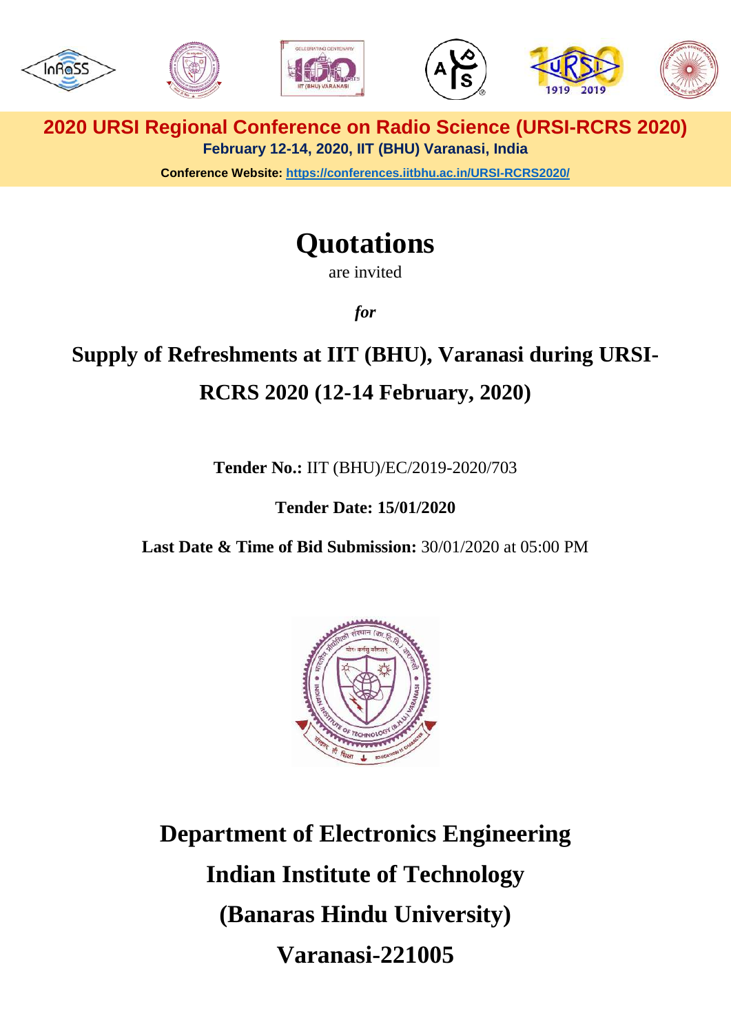**2020 URSI Regional Conference on Radio Science (URSI-RCRS 2020)**

**February 12-14, 2020, IIT (BHU) Varanasi, India**

**Conference Website: https://conferences.iitbhu.ac.in/URSI-RCRS2020/**

# Quotations

are invited

***for***

## Supply of Refreshments at IIT (BHU), Varanasi during URSI-RCRS 2020 (12-14 February, 2020)

**Tender No.:** IIT (BHU)/EC/2019-2020/703

**Tender Date: 15/01/2020**

**Last Date & Time of Bid Submission:** 30/01/2020 at 05:00 PM

## Department of Electronics Engineering
## Indian Institute of Technology
## (Banaras Hindu University)
## Varanasi-221005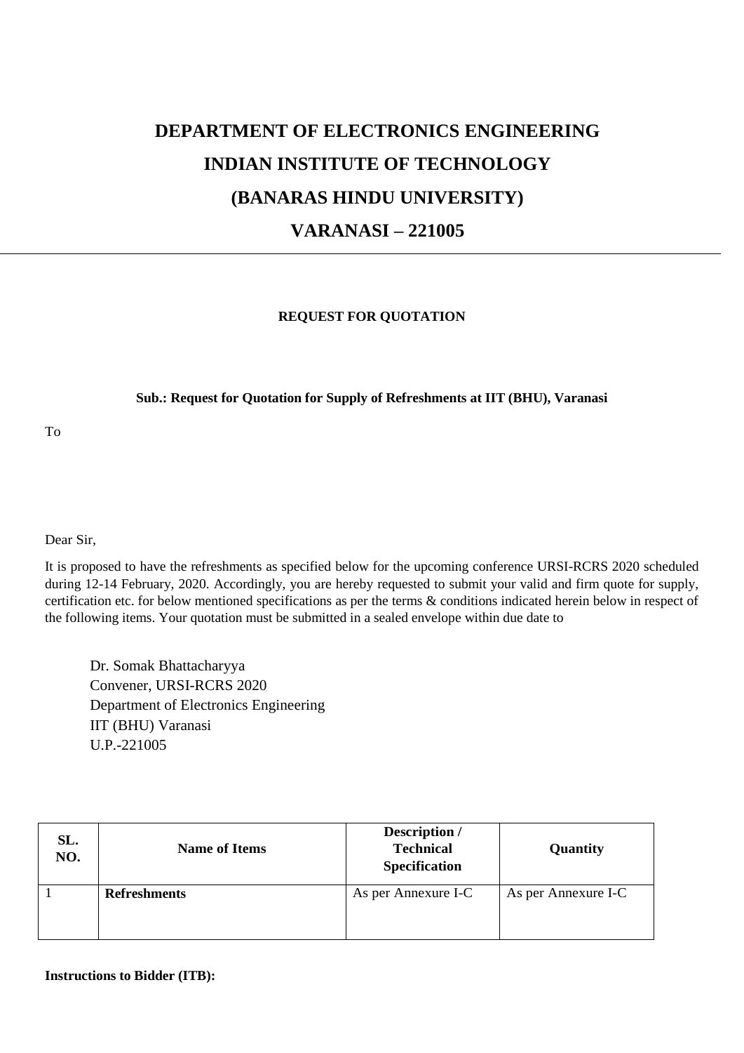# DEPARTMENT OF ELECTRONICS ENGINEERING

# INDIAN INSTITUTE OF TECHNOLOGY

# (BANARAS HINDU UNIVERSITY)

# VARANASI – 221005

---

**REQUEST FOR QUOTATION**

**Sub.: Request for Quotation for Supply of Refreshments at IIT (BHU), Varanasi**

To

Dear Sir,

It is proposed to have the refreshments as specified below for the upcoming conference URSI-RCRS 2020 scheduled during 12-14 February, 2020. Accordingly, you are hereby requested to submit your valid and firm quote for supply, certification etc. for below mentioned specifications as per the terms & conditions indicated herein below in respect of the following items. Your quotation must be submitted in a sealed envelope within due date to

Dr. Somak Bhattacharyya
Convener, URSI-RCRS 2020
Department of Electronics Engineering
IIT (BHU) Varanasi
U.P.-221005

| SL. NO. | Name of Items | Description / Technical Specification | Quantity |
|---|---|---|---|
| 1 | **Refreshments** | As per Annexure I-C | As per Annexure I-C |

**Instructions to Bidder (ITB):**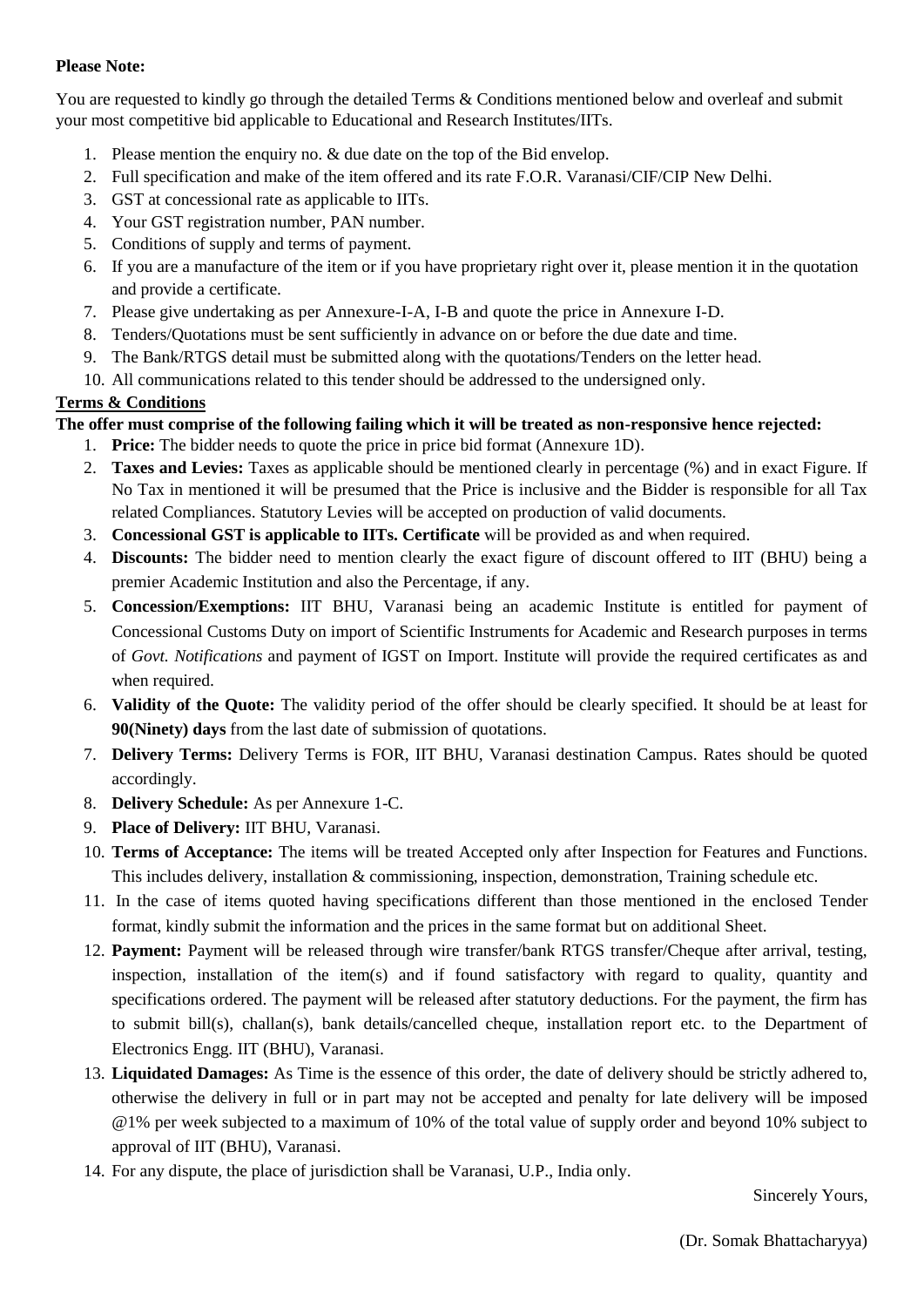**Please Note:**

You are requested to kindly go through the detailed Terms & Conditions mentioned below and overleaf and submit your most competitive bid applicable to Educational and Research Institutes/IITs.

1. Please mention the enquiry no. & due date on the top of the Bid envelop.
2. Full specification and make of the item offered and its rate F.O.R. Varanasi/CIF/CIP New Delhi.
3. GST at concessional rate as applicable to IITs.
4. Your GST registration number, PAN number.
5. Conditions of supply and terms of payment.
6. If you are a manufacture of the item or if you have proprietary right over it, please mention it in the quotation and provide a certificate.
7. Please give undertaking as per Annexure-I-A, I-B and quote the price in Annexure I-D.
8. Tenders/Quotations must be sent sufficiently in advance on or before the due date and time.
9. The Bank/RTGS detail must be submitted along with the quotations/Tenders on the letter head.
10. All communications related to this tender should be addressed to the undersigned only.

**Terms & Conditions**

**The offer must comprise of the following failing which it will be treated as non-responsive hence rejected:**

1. **Price:** The bidder needs to quote the price in price bid format (Annexure 1D).
2. **Taxes and Levies:** Taxes as applicable should be mentioned clearly in percentage (%) and in exact Figure. If No Tax in mentioned it will be presumed that the Price is inclusive and the Bidder is responsible for all Tax related Compliances. Statutory Levies will be accepted on production of valid documents.
3. **Concessional GST is applicable to IITs. Certificate** will be provided as and when required.
4. **Discounts:** The bidder need to mention clearly the exact figure of discount offered to IIT (BHU) being a premier Academic Institution and also the Percentage, if any.
5. **Concession/Exemptions:** IIT BHU, Varanasi being an academic Institute is entitled for payment of Concessional Customs Duty on import of Scientific Instruments for Academic and Research purposes in terms of *Govt. Notifications* and payment of IGST on Import. Institute will provide the required certificates as and when required.
6. **Validity of the Quote:** The validity period of the offer should be clearly specified. It should be at least for **90(Ninety) days** from the last date of submission of quotations.
7. **Delivery Terms:** Delivery Terms is FOR, IIT BHU, Varanasi destination Campus. Rates should be quoted accordingly.
8. **Delivery Schedule:** As per Annexure 1-C.
9. **Place of Delivery:** IIT BHU, Varanasi.
10. **Terms of Acceptance:** The items will be treated Accepted only after Inspection for Features and Functions. This includes delivery, installation & commissioning, inspection, demonstration, Training schedule etc.
11. In the case of items quoted having specifications different than those mentioned in the enclosed Tender format, kindly submit the information and the prices in the same format but on additional Sheet.
12. **Payment:** Payment will be released through wire transfer/bank RTGS transfer/Cheque after arrival, testing, inspection, installation of the item(s) and if found satisfactory with regard to quality, quantity and specifications ordered. The payment will be released after statutory deductions. For the payment, the firm has to submit bill(s), challan(s), bank details/cancelled cheque, installation report etc. to the Department of Electronics Engg. IIT (BHU), Varanasi.
13. **Liquidated Damages:** As Time is the essence of this order, the date of delivery should be strictly adhered to, otherwise the delivery in full or in part may not be accepted and penalty for late delivery will be imposed @1% per week subjected to a maximum of 10% of the total value of supply order and beyond 10% subject to approval of IIT (BHU), Varanasi.
14. For any dispute, the place of jurisdiction shall be Varanasi, U.P., India only.

Sincerely Yours,

(Dr. Somak Bhattacharyya)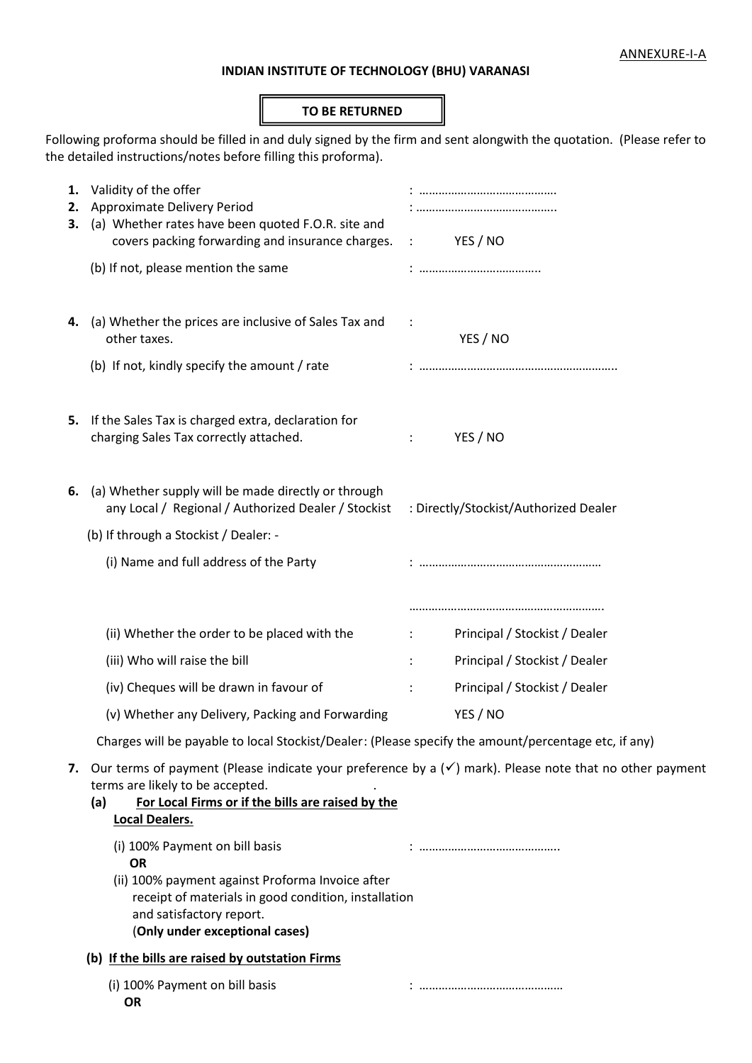ANNEXURE-I-A

**INDIAN INSTITUTE OF TECHNOLOGY (BHU) VARANASI**

**TO BE RETURNED**

Following proforma should be filled in and duly signed by the firm and sent alongwith the quotation. (Please refer to the detailed instructions/notes before filling this proforma).

1. Validity of the offer : ……………………………………
2. Approximate Delivery Period : ……………………………………..
3. (a) Whether rates have been quoted F.O.R. site and covers packing forwarding and insurance charges. : YES / NO

   (b) If not, please mention the same : ………………………………..

4. (a) Whether the prices are inclusive of Sales Tax and other taxes. : YES / NO

   (b) If not, kindly specify the amount / rate : ……………………………………………………..

5. If the Sales Tax is charged extra, declaration for charging Sales Tax correctly attached. : YES / NO

6. (a) Whether supply will be made directly or through any Local / Regional / Authorized Dealer / Stockist : Directly/Stockist/Authorized Dealer

   (b) If through a Stockist / Dealer: -

   (i) Name and full address of the Party : …………………………………………………

   ……………………………………………………..

   (ii) Whether the order to be placed with the : Principal / Stockist / Dealer

   (iii) Who will raise the bill : Principal / Stockist / Dealer

   (iv) Cheques will be drawn in favour of : Principal / Stockist / Dealer

   (v) Whether any Delivery, Packing and Forwarding YES / NO

   Charges will be payable to local Stockist/Dealer: (Please specify the amount/percentage etc, if any)

7. Our terms of payment (Please indicate your preference by a (✓) mark). Please note that no other payment terms are likely to be accepted.

   **(a) For Local Firms or if the bills are raised by the Local Dealers.**

   (i) 100% Payment on bill basis : ……………………………………..

   **OR**

   (ii) 100% payment against Proforma Invoice after receipt of materials in good condition, installation and satisfactory report.
   (**Only under exceptional cases)**

   **(b) If the bills are raised by outstation Firms**

   (i) 100% Payment on bill basis : ………………………………………

   **OR**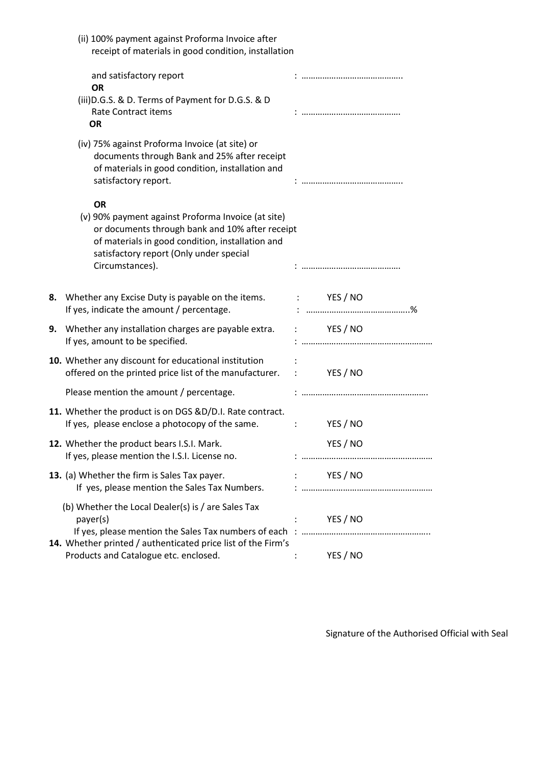(ii) 100% payment against Proforma Invoice after receipt of materials in good condition, installation and satisfactory report : ……………………………………..

**OR**

(iii) D.G.S. & D. Terms of Payment for D.G.S. & D Rate Contract items : …………………………………….

**OR**

(iv) 75% against Proforma Invoice (at site) or documents through Bank and 25% after receipt of materials in good condition, installation and satisfactory report. : ……………………………………..

**OR**

(v) 90% payment against Proforma Invoice (at site) or documents through bank and 10% after receipt of materials in good condition, installation and satisfactory report (Only under special Circumstances). : …………………………………….

**8.** Whether any Excise Duty is payable on the items. : YES / NO
If yes, indicate the amount / percentage. : ……………………………………..%

**9.** Whether any installation charges are payable extra. : YES / NO
If yes, amount to be specified. : …………………………………………………

**10.** Whether any discount for educational institution offered on the printed price list of the manufacturer. : YES / NO

Please mention the amount / percentage. : ……………………………………………….

**11.** Whether the product is on DGS &D/D.I. Rate contract. If yes, please enclose a photocopy of the same. : YES / NO

**12.** Whether the product bears I.S.I. Mark. YES / NO
If yes, please mention the I.S.I. License no. : …………………………………………………

**13.** (a) Whether the firm is Sales Tax payer. : YES / NO
If yes, please mention the Sales Tax Numbers. : …………………………………………………

(b) Whether the Local Dealer(s) is / are Sales Tax payer(s) : YES / NO
If yes, please mention the Sales Tax numbers of each : ………………………………………………..

**14.** Whether printed / authenticated price list of the Firm's Products and Catalogue etc. enclosed. : YES / NO

Signature of the Authorised Official with Seal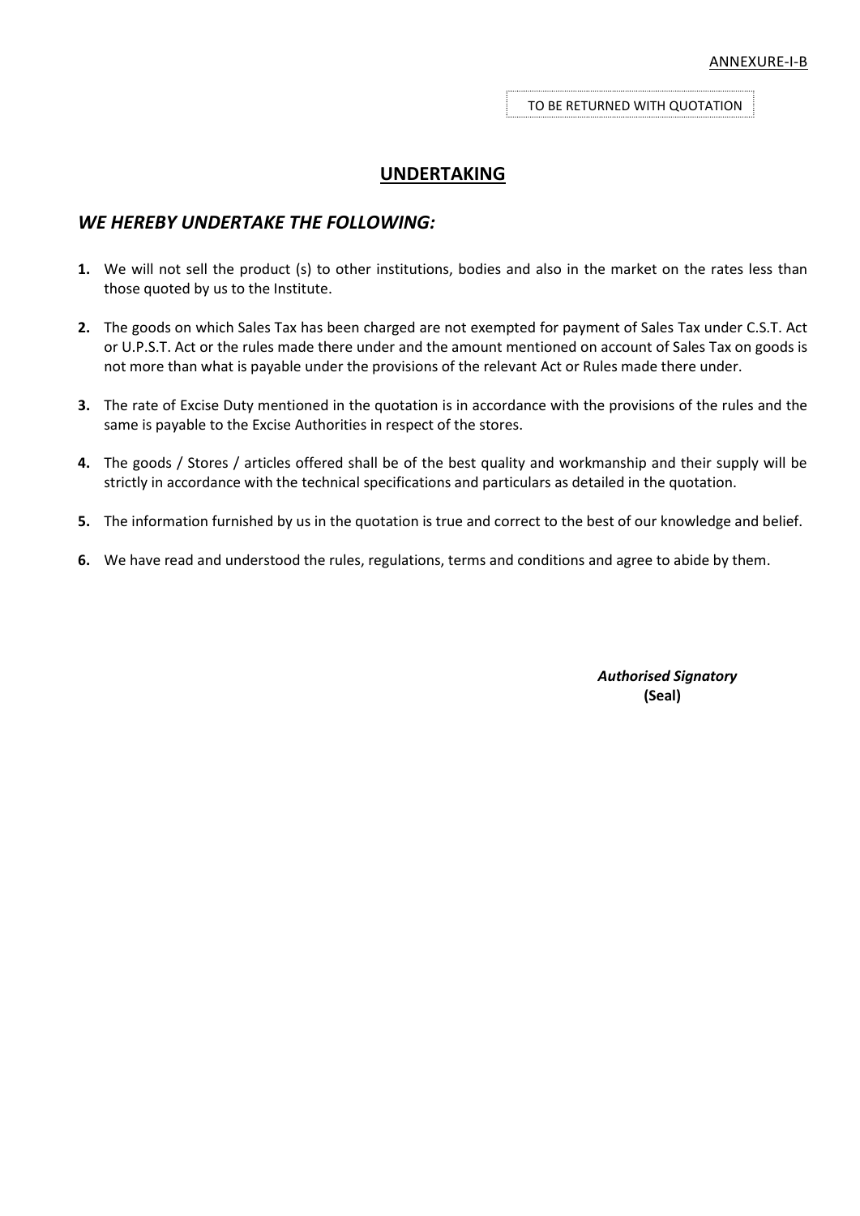ANNEXURE-I-B

TO BE RETURNED WITH QUOTATION

# UNDERTAKING

## *WE HEREBY UNDERTAKE THE FOLLOWING:*

**1.** We will not sell the product (s) to other institutions, bodies and also in the market on the rates less than those quoted by us to the Institute.

**2.** The goods on which Sales Tax has been charged are not exempted for payment of Sales Tax under C.S.T. Act or U.P.S.T. Act or the rules made there under and the amount mentioned on account of Sales Tax on goods is not more than what is payable under the provisions of the relevant Act or Rules made there under.

**3.** The rate of Excise Duty mentioned in the quotation is in accordance with the provisions of the rules and the same is payable to the Excise Authorities in respect of the stores.

**4.** The goods / Stores / articles offered shall be of the best quality and workmanship and their supply will be strictly in accordance with the technical specifications and particulars as detailed in the quotation.

**5.** The information furnished by us in the quotation is true and correct to the best of our knowledge and belief.

**6.** We have read and understood the rules, regulations, terms and conditions and agree to abide by them.

***Authorised Signatory***
**(Seal)**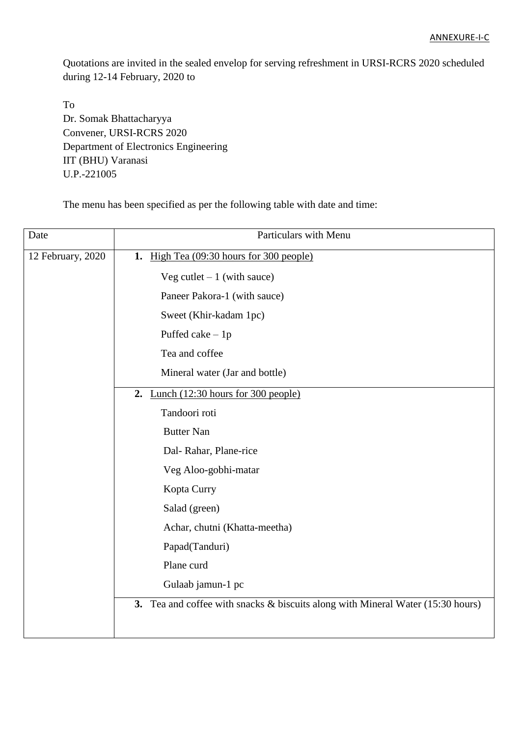ANNEXURE-I-C

Quotations are invited in the sealed envelop for serving refreshment in URSI-RCRS 2020 scheduled during 12-14 February, 2020 to

To
Dr. Somak Bhattacharyya
Convener, URSI-RCRS 2020
Department of Electronics Engineering
IIT (BHU) Varanasi
U.P.-221005

The menu has been specified as per the following table with date and time:

| Date | Particulars with Menu |
|---|---|
| 12 February, 2020 | **1.** High Tea (09:30 hours for 300 people)<br>Veg cutlet – 1 (with sauce)<br>Paneer Pakora-1 (with sauce)<br>Sweet (Khir-kadam 1pc)<br>Puffed cake – 1p<br>Tea and coffee<br>Mineral water (Jar and bottle) |
| | **2.** Lunch (12:30 hours for 300 people)<br>Tandoori roti<br>Butter Nan<br>Dal- Rahar, Plane-rice<br>Veg Aloo-gobhi-matar<br>Kopta Curry<br>Salad (green)<br>Achar, chutni (Khatta-meetha)<br>Papad(Tanduri)<br>Plane curd<br>Gulaab jamun-1 pc |
| | **3.** Tea and coffee with snacks & biscuits along with Mineral Water (15:30 hours) |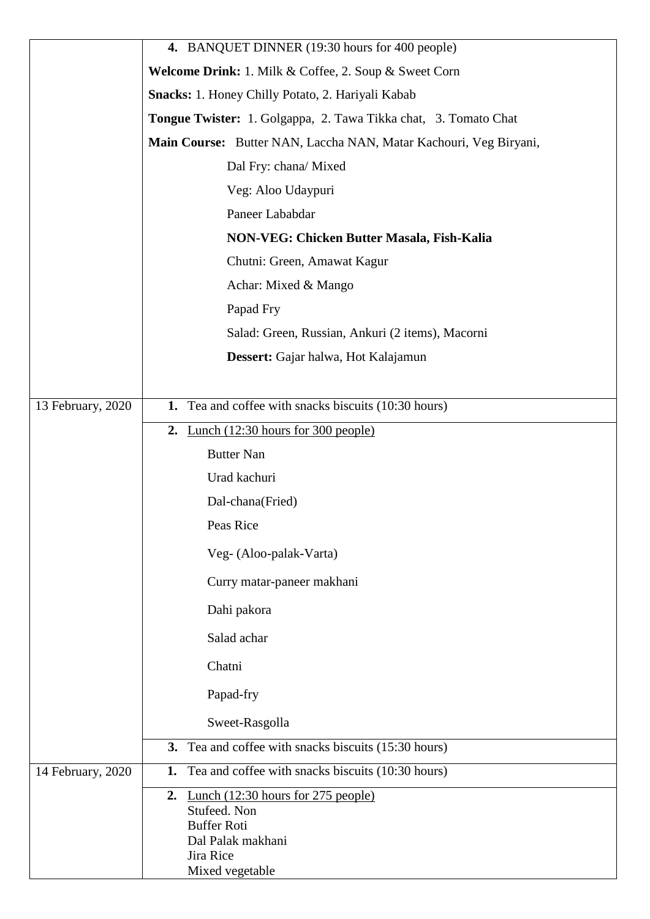| | |
|---|---|
| | **4.** BANQUET DINNER (19:30 hours for 400 people)<br>**Welcome Drink:** 1. Milk & Coffee, 2. Soup & Sweet Corn<br>**Snacks:** 1. Honey Chilly Potato, 2. Hariyali Kabab<br>**Tongue Twister:** 1. Golgappa, 2. Tawa Tikka chat, 3. Tomato Chat<br>**Main Course:** Butter NAN, Laccha NAN, Matar Kachouri, Veg Biryani,<br>Dal Fry: chana/ Mixed<br>Veg: Aloo Udaypuri<br>Paneer Lababdar<br>**NON-VEG: Chicken Butter Masala, Fish-Kalia**<br>Chutni: Green, Amawat Kagur<br>Achar: Mixed & Mango<br>Papad Fry<br>Salad: Green, Russian, Ankuri (2 items), Macorni<br>**Dessert:** Gajar halwa, Hot Kalajamun |
| 13 February, 2020 | **1.** Tea and coffee with snacks biscuits (10:30 hours) |
| | **2.** Lunch (12:30 hours for 300 people)<br>Butter Nan<br>Urad kachuri<br>Dal-chana(Fried)<br>Peas Rice<br>Veg- (Aloo-palak-Varta)<br>Curry matar-paneer makhani<br>Dahi pakora<br>Salad achar<br>Chatni<br>Papad-fry<br>Sweet-Rasgolla |
| | **3.** Tea and coffee with snacks biscuits (15:30 hours) |
| 14 February, 2020 | **1.** Tea and coffee with snacks biscuits (10:30 hours) |
| | **2.** Lunch (12:30 hours for 275 people)<br>Stufeed. Non<br>Buffer Roti<br>Dal Palak makhani<br>Jira Rice<br>Mixed vegetable |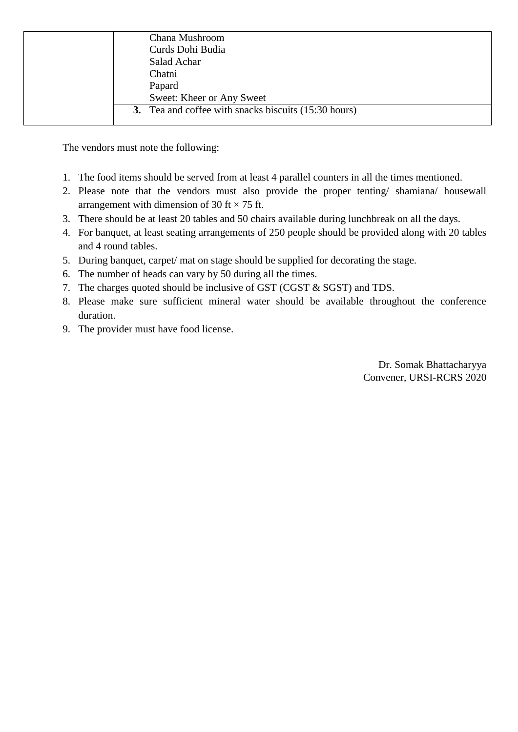| | |
|---|---|
| | Chana Mushroom<br>Curds Dohi Budia<br>Salad Achar<br>Chatni<br>Papard<br>Sweet: Kheer or Any Sweet |
| | **3.** Tea and coffee with snacks biscuits (15:30 hours) |

The vendors must note the following:

1. The food items should be served from at least 4 parallel counters in all the times mentioned.
2. Please note that the vendors must also provide the proper tenting/ shamiana/ housewall arrangement with dimension of 30 ft × 75 ft.
3. There should be at least 20 tables and 50 chairs available during lunchbreak on all the days.
4. For banquet, at least seating arrangements of 250 people should be provided along with 20 tables and 4 round tables.
5. During banquet, carpet/ mat on stage should be supplied for decorating the stage.
6. The number of heads can vary by 50 during all the times.
7. The charges quoted should be inclusive of GST (CGST & SGST) and TDS.
8. Please make sure sufficient mineral water should be available throughout the conference duration.
9. The provider must have food license.

Dr. Somak Bhattacharyya
Convener, URSI-RCRS 2020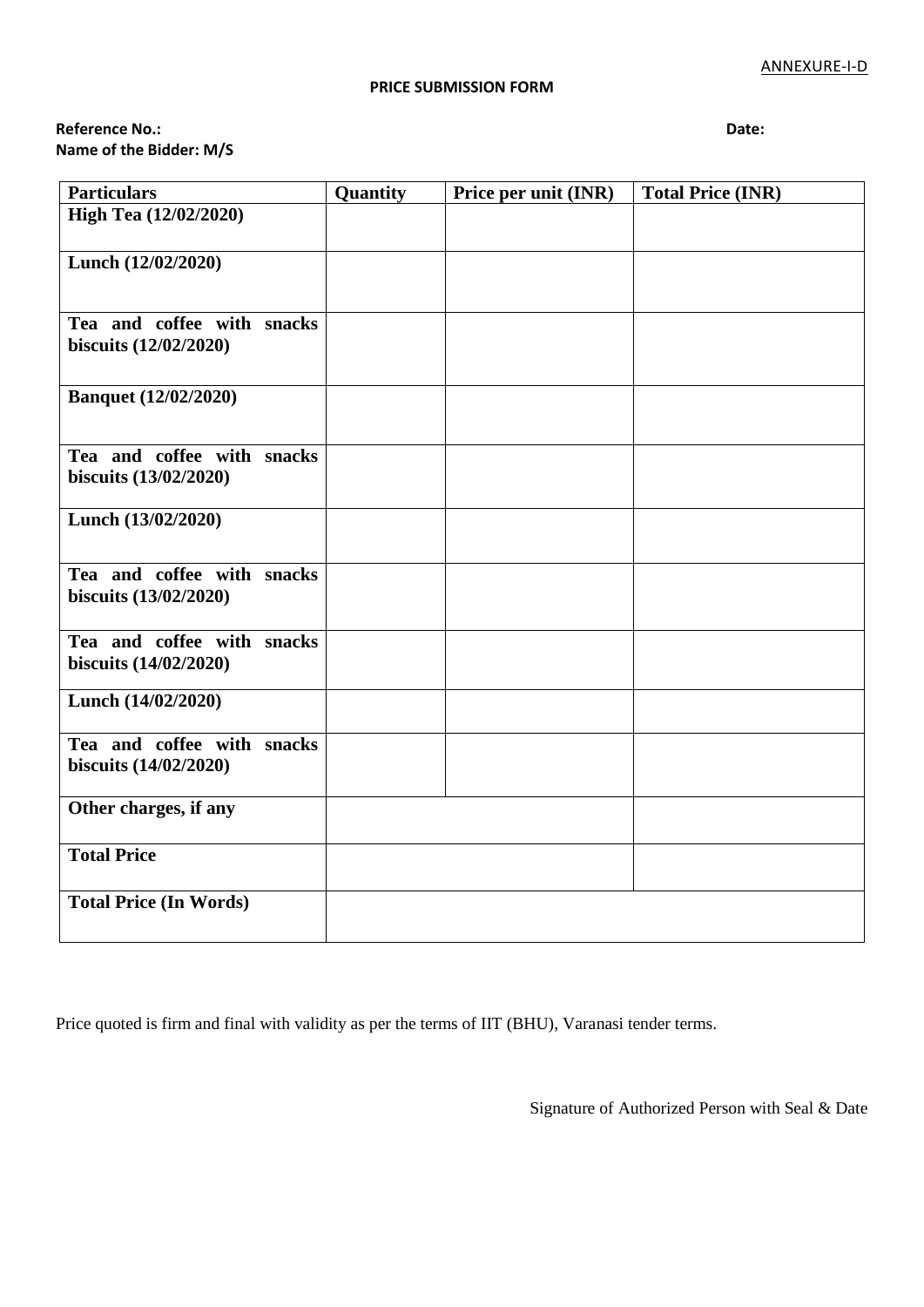ANNEXURE-I-D

**PRICE SUBMISSION FORM**

**Reference No.:** **Date:**

**Name of the Bidder: M/S**

| Particulars | Quantity | Price per unit (INR) | Total Price (INR) |
| --- | --- | --- | --- |
| **High Tea (12/02/2020)** | | | |
| **Lunch (12/02/2020)** | | | |
| **Tea and coffee with snacks biscuits (12/02/2020)** | | | |
| **Banquet (12/02/2020)** | | | |
| **Tea and coffee with snacks biscuits (13/02/2020)** | | | |
| **Lunch (13/02/2020)** | | | |
| **Tea and coffee with snacks biscuits (13/02/2020)** | | | |
| **Tea and coffee with snacks biscuits (14/02/2020)** | | | |
| **Lunch (14/02/2020)** | | | |
| **Tea and coffee with snacks biscuits (14/02/2020)** | | | |
| **Other charges, if any** | | | |
| **Total Price** | | | |
| **Total Price (In Words)** | | | |

Price quoted is firm and final with validity as per the terms of IIT (BHU), Varanasi tender terms.

Signature of Authorized Person with Seal & Date